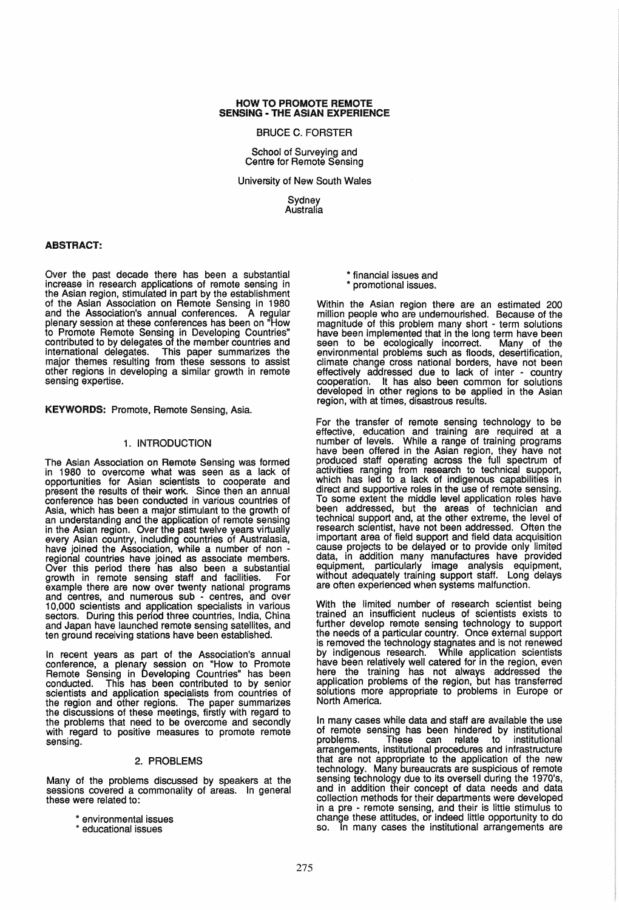# HOW TO PROMOTE REMOTE SENSING - THE ASIAN EXPERIENCE

BRUCE C. FORSTER

School of Surveying and Centre for Remote Sensing

University of New South Wales

Sydney
Australia

**ABSTRACT:**

Over the past decade there has been a substantial increase in research applications of remote sensing in the Asian region, stimulated in part by the establishment of the Asian Association on Remote Sensing in 1980 and the Association's annual conferences. A regular plenary session at these conferences has been on "How to Promote Remote Sensing in Developing Countries" contributed to by delegates of the member countries and international delegates. This paper summarizes the major themes resulting from these sessons to assist other regions in developing a similar growth in remote sensing expertise.

**KEYWORDS:** Promote, Remote Sensing, Asia.

## 1. INTRODUCTION

The Asian Association on Remote Sensing was formed in 1980 to overcome what was seen as a lack of opportunities for Asian scientists to cooperate and present the results of their work. Since then an annual conference has been conducted in various countries of Asia, which has been a major stimulant to the growth of an understanding and the application of remote sensing in the Asian region. Over the past twelve years virtually every Asian country, including countries of Australasia, have joined the Association, while a number of non - regional countries have joined as associate members. Over this period there has also been a substantial growth in remote sensing staff and facilities. For example there are now over twenty national programs and centres, and numerous sub - centres, and over 10,000 scientists and application specialists in various sectors. During this period three countries, India, China and Japan have launched remote sensing satellites, and ten ground receiving stations have been established.

In recent years as part of the Association's annual conference, a plenary session on "How to Promote Remote Sensing in Developing Countries" has been conducted. This has been contributed to by senior scientists and application specialists from countries of the region and other regions. The paper summarizes the discussions of these meetings, firstly with regard to the problems that need to be overcome and secondly with regard to positive measures to promote remote sensing.

## 2. PROBLEMS

Many of the problems discussed by speakers at the sessions covered a commonality of areas. In general these were related to:

* environmental issues
* educational issues
* financial issues and
* promotional issues.

Within the Asian region there are an estimated 200 million people who are undernourished. Because of the magnitude of this problem many short - term solutions have been implemented that in the long term have been seen to be ecologically incorrect. Many of the environmental problems such as floods, desertification, climate change cross national borders, have not been effectively addressed due to lack of inter - country cooperation. It has also been common for solutions developed in other regions to be applied in the Asian region, with at times, disastrous results.

For the transfer of remote sensing technology to be effective, education and training are required at a number of levels. While a range of training programs have been offered in the Asian region, they have not produced staff operating across the full spectrum of activities ranging from research to technical support, which has led to a lack of indigenous capabilities in direct and supportive roles in the use of remote sensing. To some extent the middle level application roles have been addressed, but the areas of technician and technical support and, at the other extreme, the level of research scientist, have not been addressed. Often the important area of field support and field data acquisition cause projects to be delayed or to provide only limited data, in addition many manufactures have provided equipment, particularly image analysis equipment, without adequately training support staff. Long delays are often experienced when systems malfunction.

With the limited number of research scientist being trained an insufficient nucleus of scientists exists to further develop remote sensing technology to support the needs of a particular country. Once external support is removed the technology stagnates and is not renewed by indigenous research. While application scientists have been relatively well catered for in the region, even here the training has not always addressed the application problems of the region, but has transferred solutions more appropriate to problems in Europe or North America.

In many cases while data and staff are available the use of remote sensing has been hindered by institutional problems. These can relate to institutional arrangements, institutional procedures and infrastructure that are not appropriate to the application of the new technology. Many bureaucrats are suspicious of remote sensing technology due to its oversell during the 1970's, and in addition their concept of data needs and data collection methods for their departments were developed in a pre - remote sensing, and their is little stimulus to change these attitudes, or indeed little opportunity to do so. In many cases the institutional arrangements are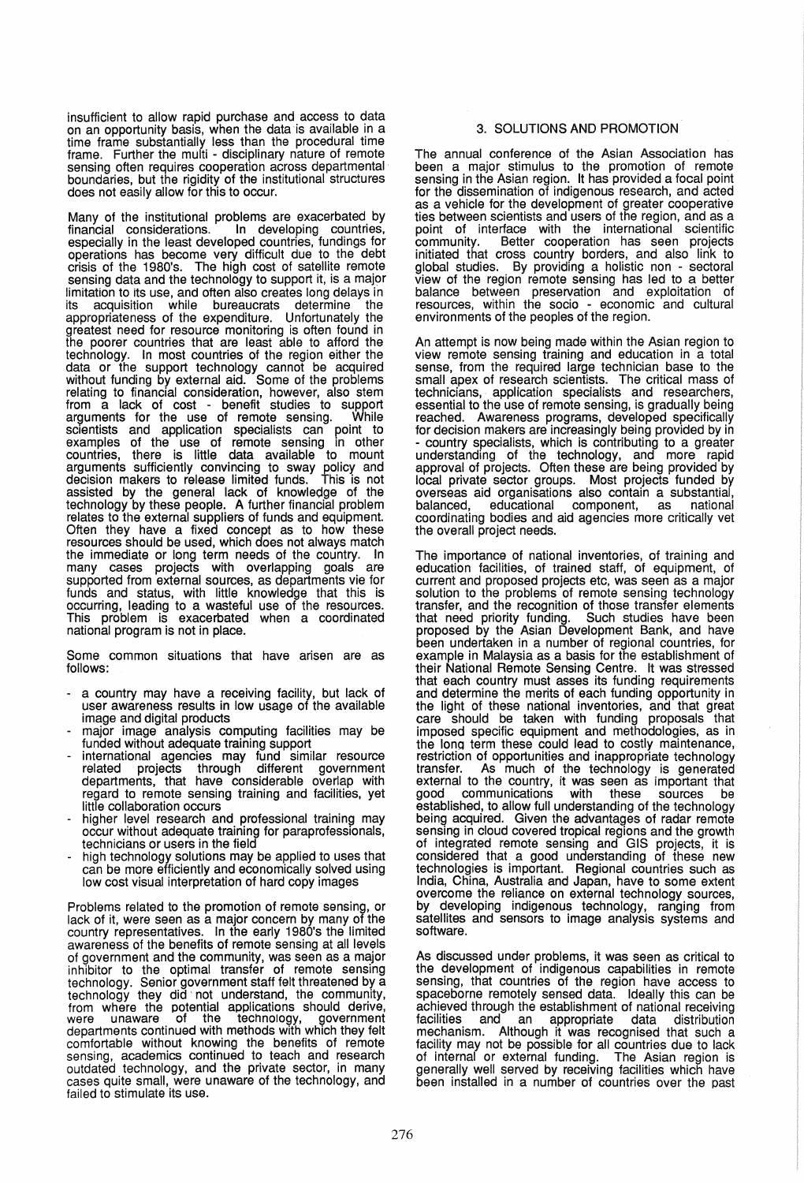insufficient to allow rapid purchase and access to data on an opportunity basis, when the data is available in a time frame substantially less than the procedural time frame. Further the multi - disciplinary nature of remote sensing often requires cooperation across departmental boundaries, but the rigidity of the institutional structures does not easily allow for this to occur.

Many of the institutional problems are exacerbated by financial considerations. In developing countries, especially in the least developed countries, fundings for operations has become very difficult due to the debt crisis of the 1980's. The high cost of satellite remote sensing data and the technology to support it, is a major limitation to its use, and often also creates long delays in its acquisition while bureaucrats determine the appropriateness of the expenditure. Unfortunately the greatest need for resource monitoring is often found in the poorer countries that are least able to afford the technology. In most countries of the region either the data or the support technology cannot be acquired without funding by external aid. Some of the problems relating to financial consideration, however, also stem from a lack of cost - benefit studies to support arguments for the use of remote sensing. While scientists and application specialists can point to examples of the use of remote sensing in other countries, there is little data available to mount arguments sufficiently convincing to sway policy and decision makers to release limited funds. This is not assisted by the general lack of knowledge of the technology by these people. A further financial problem relates to the external suppliers of funds and equipment. Often they have a fixed concept as to how these resources should be used, which does not always match the immediate or long term needs of the country. In many cases projects with overlapping goals are supported from external sources, as departments vie for funds and status, with little knowledge that this is occurring, leading to a wasteful use of the resources. This problem is exacerbated when a coordinated national program is not in place.

Some common situations that have arisen are as follows:

- a country may have a receiving facility, but lack of user awareness results in low usage of the available image and digital products
- major image analysis computing facilities may be funded without adequate training support
- international agencies may fund similar resource related projects through different government departments, that have considerable overlap with regard to remote sensing training and facilities, yet little collaboration occurs
- higher level research and professional training may occur without adequate training for paraprofessionals, technicians or users in the field
- high technology solutions may be applied to uses that can be more efficiently and economically solved using low cost visual interpretation of hard copy images

Problems related to the promotion of remote sensing, or lack of it, were seen as a major concern by many of the country representatives. In the early 1980's the limited awareness of the benefits of remote sensing at all levels of government and the community, was seen as a major inhibitor to the optimal transfer of remote sensing technology. Senior government staff felt threatened by a technology they did not understand, the community, from where the potential applications should derive, were unaware of the technology, government departments continued with methods with which they felt comfortable without knowing the benefits of remote sensing, academics continued to teach and research outdated technology, and the private sector, in many cases quite small, were unaware of the technology, and failed to stimulate its use.

## 3. SOLUTIONS AND PROMOTION

The annual conference of the Asian Association has been a major stimulus to the promotion of remote sensing in the Asian region. It has provided a focal point for the dissemination of indigenous research, and acted as a vehicle for the development of greater cooperative ties between scientists and users of the region, and as a point of interface with the international scientific community. Better cooperation has seen projects initiated that cross country borders, and also link to global studies. By providing a holistic non - sectoral view of the region remote sensing has led to a better balance between preservation and exploitation of resources, within the socio - economic and cultural environments of the peoples of the region.

An attempt is now being made within the Asian region to view remote sensing training and education in a total sense, from the required large technician base to the small apex of research scientists. The critical mass of technicians, application specialists and researchers, essential to the use of remote sensing, is gradually being reached. Awareness programs, developed specifically for decision makers are increasingly being provided by in - country specialists, which is contributing to a greater understanding of the technology, and more rapid approval of projects. Often these are being provided by local private sector groups. Most projects funded by overseas aid organisations also contain a substantial, balanced, educational component, as national coordinating bodies and aid agencies more critically vet the overall project needs.

The importance of national inventories, of training and education facilities, of trained staff, of equipment, of current and proposed projects etc, was seen as a major solution to the problems of remote sensing technology transfer, and the recognition of those transfer elements that need priority funding. Such studies have been proposed by the Asian Development Bank, and have been undertaken in a number of regional countries, for example in Malaysia as a basis for the establishment of their National Remote Sensing Centre. It was stressed that each country must asses its funding requirements and determine the merits of each funding opportunity in the light of these national inventories, and that great care should be taken with funding proposals that imposed specific equipment and methodologies, as in the long term these could lead to costly maintenance, restriction of opportunities and inappropriate technology transfer. As much of the technology is generated external to the country, it was seen as important that good communications with these sources be established, to allow full understanding of the technology being acquired. Given the advantages of radar remote sensing in cloud covered tropical regions and the growth of integrated remote sensing and GIS projects, it is considered that a good understanding of these new technologies is important. Regional countries such as India, China, Australia and Japan, have to some extent overcome the reliance on external technology sources, by developing indigenous technology, ranging from satellites and sensors to image analysis systems and software.

As discussed under problems, it was seen as critical to the development of indigenous capabilities in remote sensing, that countries of the region have access to spaceborne remotely sensed data. Ideally this can be achieved through the establishment of national receiving facilities and an appropriate data distribution mechanism. Although it was recognised that such a facility may not be possible for all countries due to lack of internal or external funding. The Asian region is generally well served by receiving facilities which have been installed in a number of countries over the past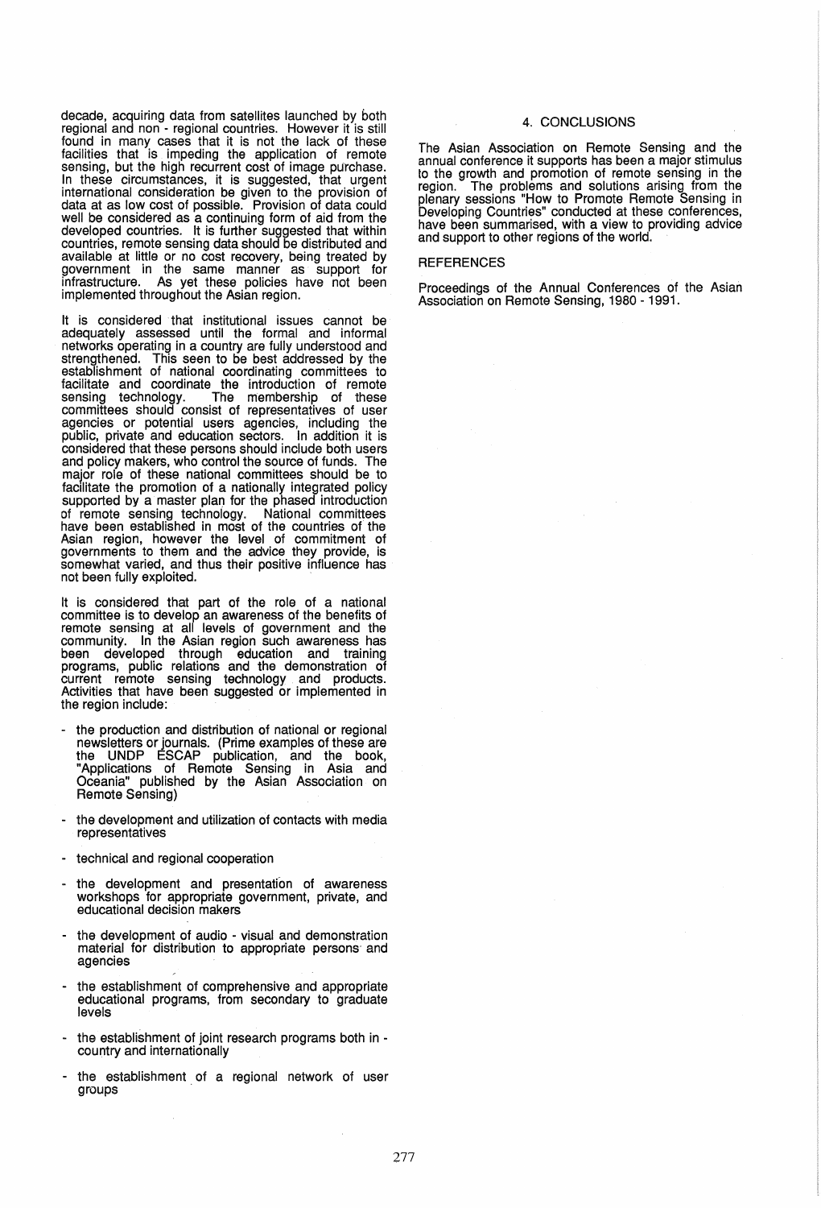decade, acquiring data from satellites launched by both regional and non - regional countries. However it is still found in many cases that it is not the lack of these facilities that is impeding the application of remote sensing, but the high recurrent cost of image purchase. In these circumstances, it is suggested, that urgent international consideration be given to the provision of data at as low cost of possible. Provision of data could well be considered as a continuing form of aid from the developed countries. It is further suggested that within countries, remote sensing data should be distributed and available at little or no cost recovery, being treated by government in the same manner as support for infrastructure. As yet these policies have not been implemented throughout the Asian region.

It is considered that institutional issues cannot be adequately assessed until the formal and informal networks operating in a country are fully understood and strengthened. This seen to be best addressed by the establishment of national coordinating committees to facilitate and coordinate the introduction of remote sensing technology. The membership of these committees should consist of representatives of user agencies or potential users agencies, including the public, private and education sectors. In addition it is considered that these persons should include both users and policy makers, who control the source of funds. The major role of these national committees should be to facilitate the promotion of a nationally integrated policy supported by a master plan for the phased introduction of remote sensing technology. National committees have been established in most of the countries of the Asian region, however the level of commitment of governments to them and the advice they provide, is somewhat varied, and thus their positive influence has not been fully exploited.

It is considered that part of the role of a national committee is to develop an awareness of the benefits of remote sensing at all levels of government and the community. In the Asian region such awareness has been developed through education and training programs, public relations and the demonstration of current remote sensing technology and products. Activities that have been suggested or implemented in the region include:

- the production and distribution of national or regional newsletters or journals. (Prime examples of these are the UNDP ESCAP publication, and the book, "Applications of Remote Sensing in Asia and Oceania" published by the Asian Association on Remote Sensing)
- the development and utilization of contacts with media representatives
- technical and regional cooperation
- the development and presentation of awareness workshops for appropriate government, private, and educational decision makers
- the development of audio - visual and demonstration material for distribution to appropriate persons and agencies
- the establishment of comprehensive and appropriate educational programs, from secondary to graduate levels
- the establishment of joint research programs both in - country and internationally
- the establishment of a regional network of user groups

## 4. CONCLUSIONS

The Asian Association on Remote Sensing and the annual conference it supports has been a major stimulus to the growth and promotion of remote sensing in the region. The problems and solutions arising from the plenary sessions "How to Promote Remote Sensing in Developing Countries" conducted at these conferences, have been summarised, with a view to providing advice and support to other regions of the world.

## REFERENCES

Proceedings of the Annual Conferences of the Asian Association on Remote Sensing, 1980 - 1991.